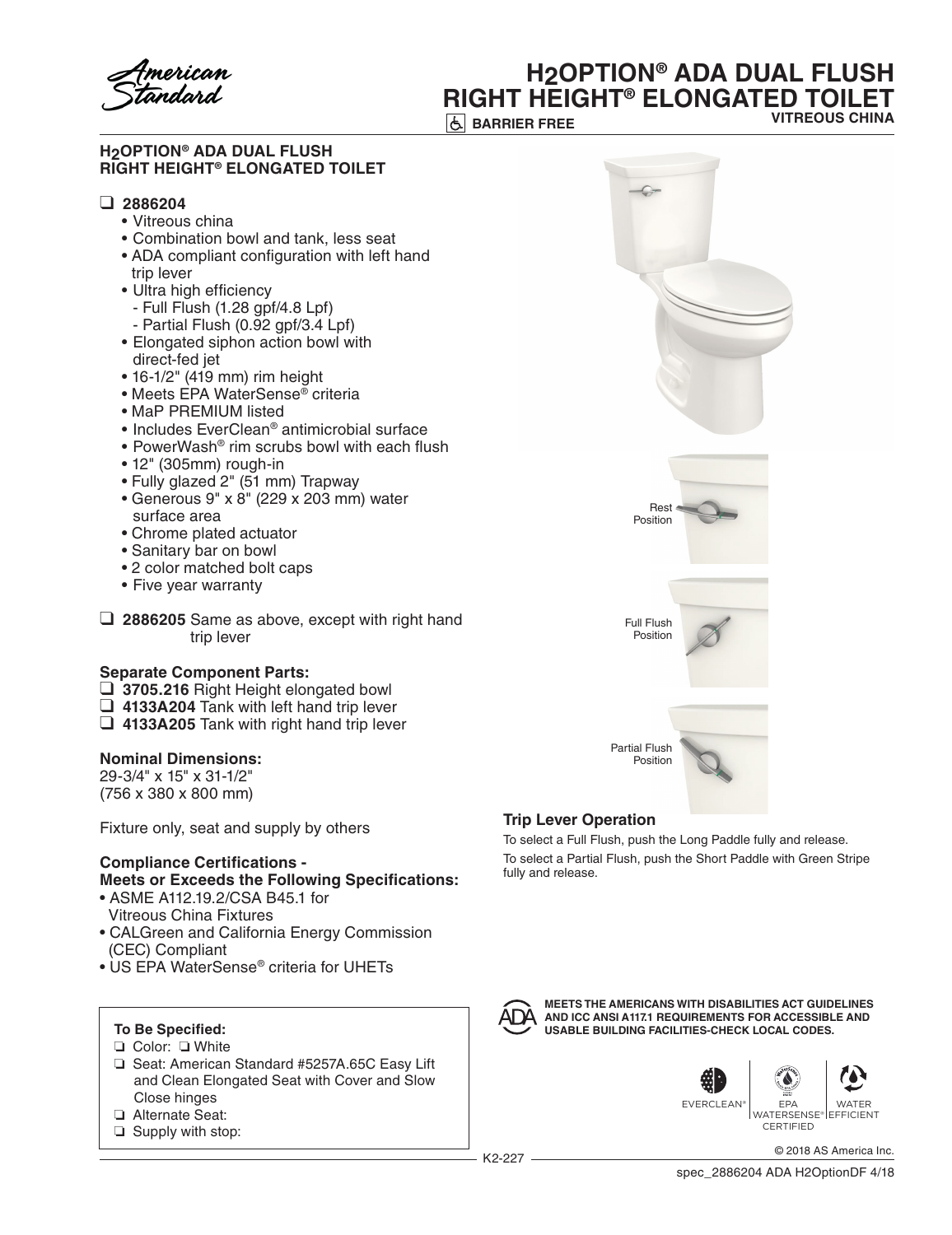American Standard

# H2OPTION® ADA DUAL FLUSH RIGHT HEIGHT® ELONGATED TOILET

BARRIER FREE

VITREOUS CHINA

## H2OPTION® ADA DUAL FLUSH RIGHT HEIGHT® ELONGATED TOILET

❑ **2886204**
- Vitreous china
- Combination bowl and tank, less seat
- ADA compliant configuration with left hand trip lever
- Ultra high efficiency
  - Full Flush (1.28 gpf/4.8 Lpf)
  - Partial Flush (0.92 gpf/3.4 Lpf)
- Elongated siphon action bowl with direct-fed jet
- 16-1/2" (419 mm) rim height
- Meets EPA WaterSense® criteria
- MaP PREMIUM listed
- Includes EverClean® antimicrobial surface
- PowerWash® rim scrubs bowl with each flush
- 12" (305mm) rough-in
- Fully glazed 2" (51 mm) Trapway
- Generous 9" x 8" (229 x 203 mm) water surface area
- Chrome plated actuator
- Sanitary bar on bowl
- 2 color matched bolt caps
- Five year warranty

❑ **2886205** Same as above, except with right hand trip lever

### Separate Component Parts:

❑ **3705.216** Right Height elongated bowl
❑ **4133A204** Tank with left hand trip lever
❑ **4133A205** Tank with right hand trip lever

### Nominal Dimensions:

29-3/4" x 15" x 31-1/2"
(756 x 380 x 800 mm)

Fixture only, seat and supply by others

### Compliance Certifications - Meets or Exceeds the Following Specifications:

- ASME A112.19.2/CSA B45.1 for Vitreous China Fixtures
- CALGreen and California Energy Commission (CEC) Compliant
- US EPA WaterSense® criteria for UHETs

**To Be Specified:**

❑ Color: ❑ White
❑ Seat: American Standard #5257A.65C Easy Lift and Clean Elongated Seat with Cover and Slow Close hinges
❑ Alternate Seat:
❑ Supply with stop:

Rest Position

Full Flush Position

Partial Flush Position

### Trip Lever Operation

To select a Full Flush, push the Long Paddle fully and release.
To select a Partial Flush, push the Short Paddle with Green Stripe fully and release.

**MEETS THE AMERICANS WITH DISABILITIES ACT GUIDELINES AND ICC ANSI A117.1 REQUIREMENTS FOR ACCESSIBLE AND USABLE BUILDING FACILITIES-CHECK LOCAL CODES.**

EVERCLEAN® | EPA WATERSENSE® CERTIFIED | WATER EFFICIENT

© 2018 AS America Inc.

K2-227

spec_2886204 ADA H2OptionDF 4/18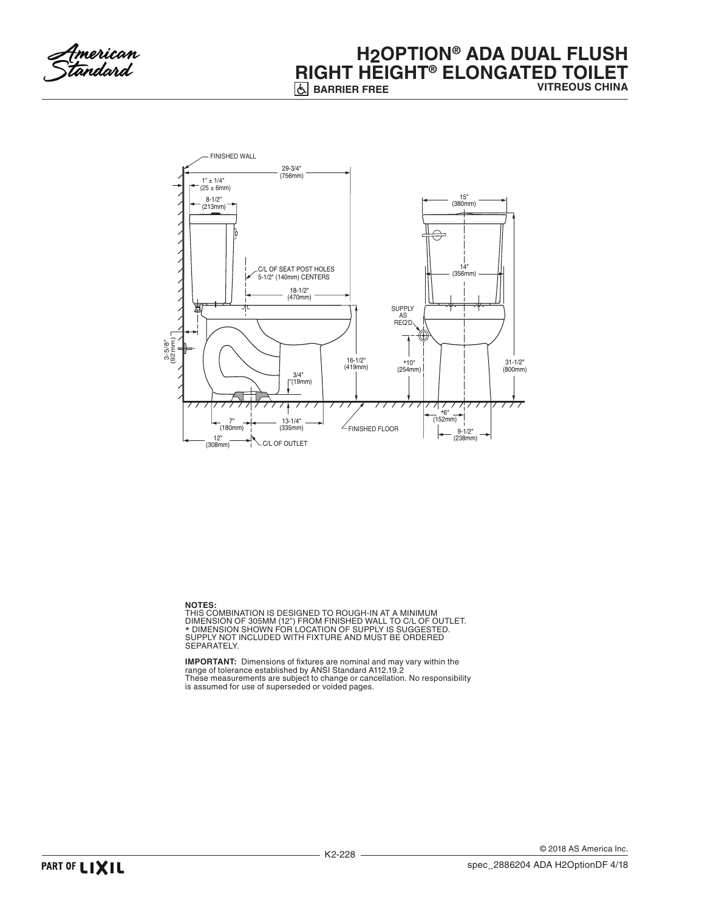# H2OPTION® ADA DUAL FLUSH RIGHT HEIGHT® ELONGATED TOILET

BARRIER FREE

VITREOUS CHINA

FINISHED WALL
29-3/4" (756mm)
1" ± 1/4" (25 ± 6mm)
8-1/2" (213mm)
C/L OF SEAT POST HOLES 5-1/2" (140mm) CENTERS
18-1/2" (470mm)
3-5/8" (92mm)
16-1/2" (419mm)
3/4" (19mm)
7" (180mm)
13-1/4" (335mm)
12" (308mm)
C/L OF OUTLET
FINISHED FLOOR
15" (380mm)
14" (356mm)
SUPPLY AS REQ'D
*10" (254mm)
31-1/2" (800mm)
*6" (152mm)
9-1/2" (238mm)

**NOTES:**
THIS COMBINATION IS DESIGNED TO ROUGH-IN AT A MINIMUM DIMENSION OF 305MM (12") FROM FINISHED WALL TO C/L OF OUTLET.
* DIMENSION SHOWN FOR LOCATION OF SUPPLY IS SUGGESTED. SUPPLY NOT INCLUDED WITH FIXTURE AND MUST BE ORDERED SEPARATELY.

**IMPORTANT:** Dimensions of fixtures are nominal and may vary within the range of tolerance established by ANSI Standard A112.19.2
These measurements are subject to change or cancellation. No responsibility is assumed for use of superseded or voided pages.

K2-228

© 2018 AS America Inc.

spec_2886204 ADA H2OptionDF 4/18